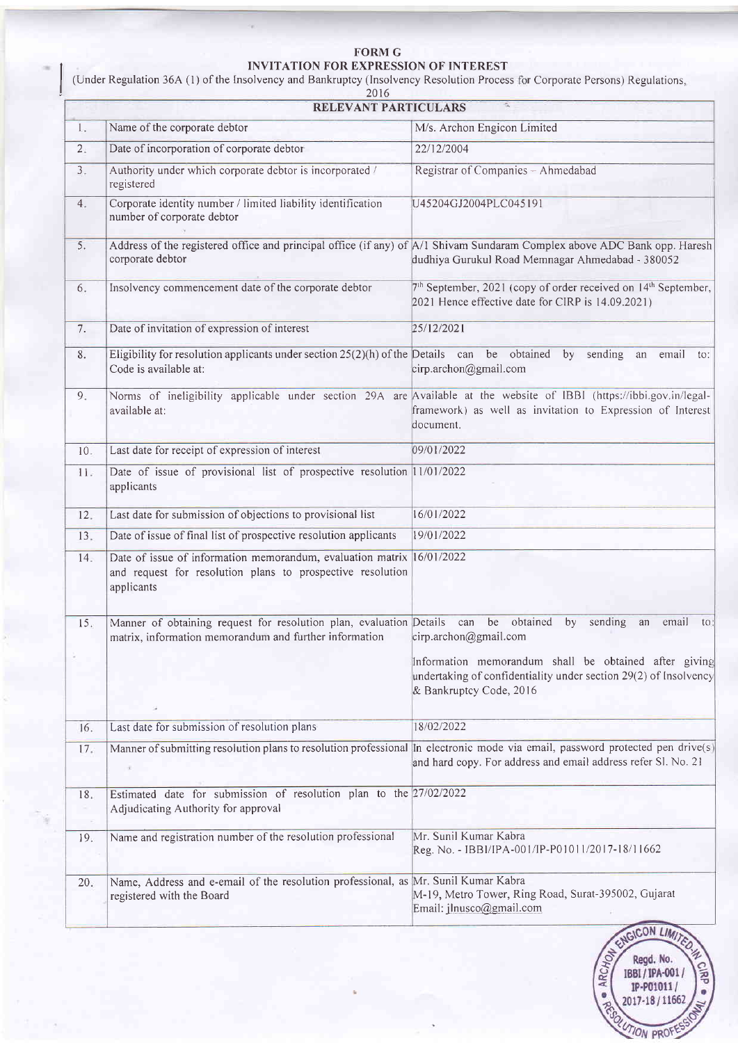# FORM G

## INVITATION FOR EXPRESSION OF INTEREST

(Under Regulation 36A (1) of the Insolvency and Bankruptcy (Insolvency Resolution Process for Corporate Persons) Regulations, 2016

| RELEVANT PARTICULARS | | |
|---|---|---|
| 1. | Name of the corporate debtor | M/s. Archon Engicon Limited |
| 2. | Date of incorporation of corporate debtor | 22/12/2004 |
| 3. | Authority under which corporate debtor is incorporated / registered | Registrar of Companies – Ahmedabad |
| 4. | Corporate identity number / limited liability identification number of corporate debtor | U45204GJ2004PLC045191 |
| 5. | Address of the registered office and principal office (if any) of corporate debtor | A/1 Shivam Sundaram Complex above ADC Bank opp. Haresh dudhiya Gurukul Road Memnagar Ahmedabad - 380052 |
| 6. | Insolvency commencement date of the corporate debtor | 7th September, 2021 (copy of order received on 14th September, 2021 Hence effective date for CIRP is 14.09.2021) |
| 7. | Date of invitation of expression of interest | 25/12/2021 |
| 8. | Eligibility for resolution applicants under section 25(2)(h) of the Code is available at: | Details can be obtained by sending an email to: cirp.archon@gmail.com |
| 9. | Norms of ineligibility applicable under section 29A are available at: | Available at the website of IBBI (https://ibbi.gov.in/legal-framework) as well as invitation to Expression of Interest document. |
| 10. | Last date for receipt of expression of interest | 09/01/2022 |
| 11. | Date of issue of provisional list of prospective resolution applicants | 11/01/2022 |
| 12. | Last date for submission of objections to provisional list | 16/01/2022 |
| 13. | Date of issue of final list of prospective resolution applicants | 19/01/2022 |
| 14. | Date of issue of information memorandum, evaluation matrix and request for resolution plans to prospective resolution applicants | 16/01/2022 |
| 15. | Manner of obtaining request for resolution plan, evaluation matrix, information memorandum and further information | Details can be obtained by sending an email to: cirp.archon@gmail.com<br><br>Information memorandum shall be obtained after giving undertaking of confidentiality under section 29(2) of Insolvency & Bankruptcy Code, 2016 |
| 16. | Last date for submission of resolution plans | 18/02/2022 |
| 17. | Manner of submitting resolution plans to resolution professional | In electronic mode via email, password protected pen drive(s) and hard copy. For address and email address refer Sl. No. 21 |
| 18. | Estimated date for submission of resolution plan to the Adjudicating Authority for approval | 27/02/2022 |
| 19. | Name and registration number of the resolution professional | Mr. Sunil Kumar Kabra<br>Reg. No. - IBBI/IPA-001/IP-P01011/2017-18/11662 |
| 20. | Name, Address and e-email of the resolution professional, as registered with the Board | Mr. Sunil Kumar Kabra<br>M-19, Metro Tower, Ring Road, Surat-395002, Gujarat<br>Email: jlnusco@gmail.com |

ARCHON ENGICON LIMITED-IN CIRP • Regd. No. IBBI / IPA-001 / IP-P01011 / 2017-18 / 11662 • RESOLUTION PROFESSIONAL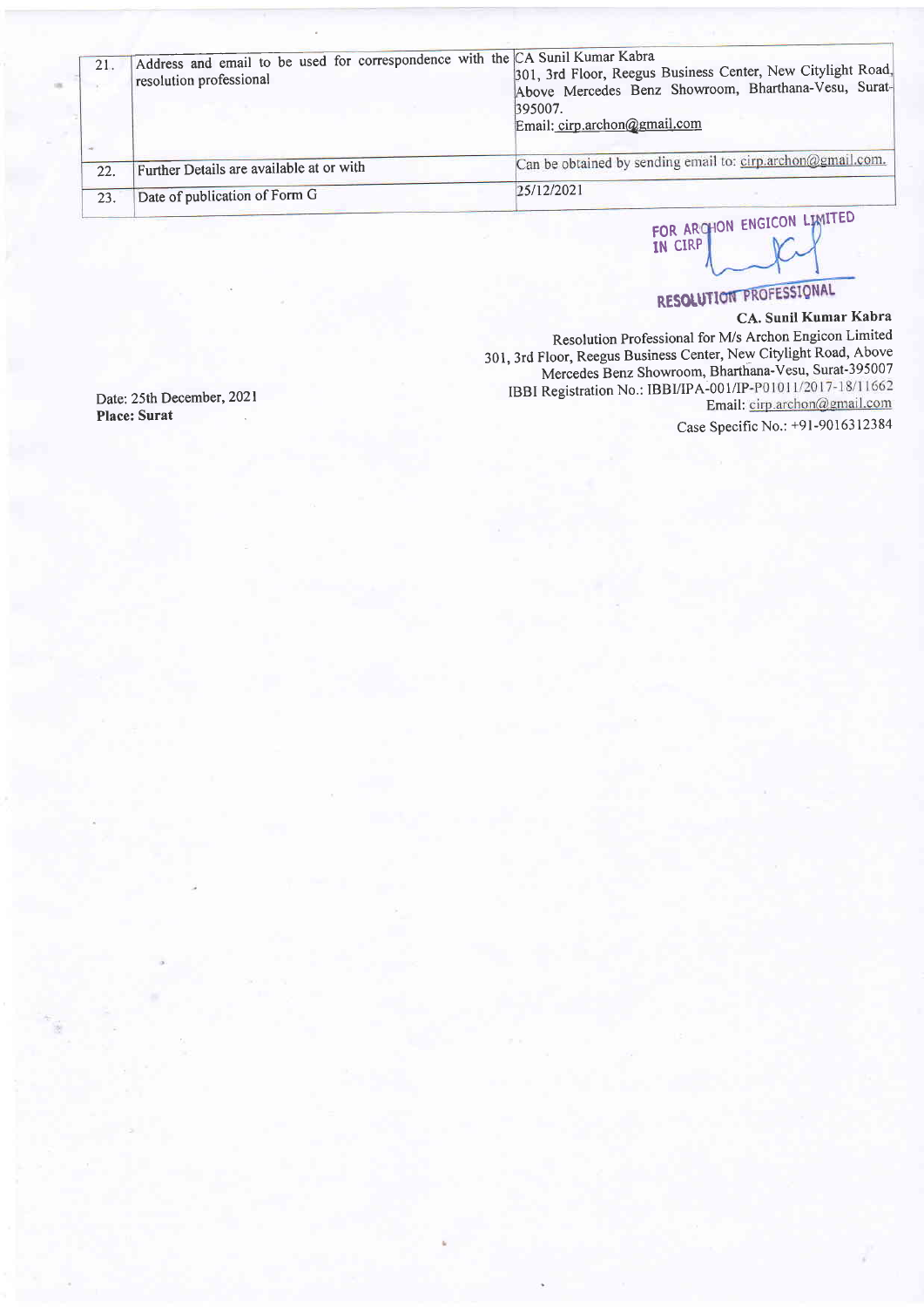| | | |
|---|---|---|
| 21. | Address and email to be used for correspondence with the resolution professional | CA Sunil Kumar Kabra<br>301, 3rd Floor, Reegus Business Center, New Citylight Road, Above Mercedes Benz Showroom, Bharthana-Vesu, Surat-395007.<br>Email: cirp.archon@gmail.com |
| 22. | Further Details are available at or with | Can be obtained by sending email to: cirp.archon@gmail.com. |
| 23. | Date of publication of Form G | 25/12/2021 |

FOR ARCHON ENGICON LIMITED
IN CIRP

RESOLUTION PROFESSIONAL

**CA. Sunil Kumar Kabra**
Resolution Professional for M/s Archon Engicon Limited
301, 3rd Floor, Reegus Business Center, New Citylight Road, Above Mercedes Benz Showroom, Bharthana-Vesu, Surat-395007
IBBI Registration No.: IBBI/IPA-001/IP-P01011/2017-18/11662
Email: cirp.archon@gmail.com
Case Specific No.: +91-9016312384

Date: 25th December, 2021
**Place: Surat**